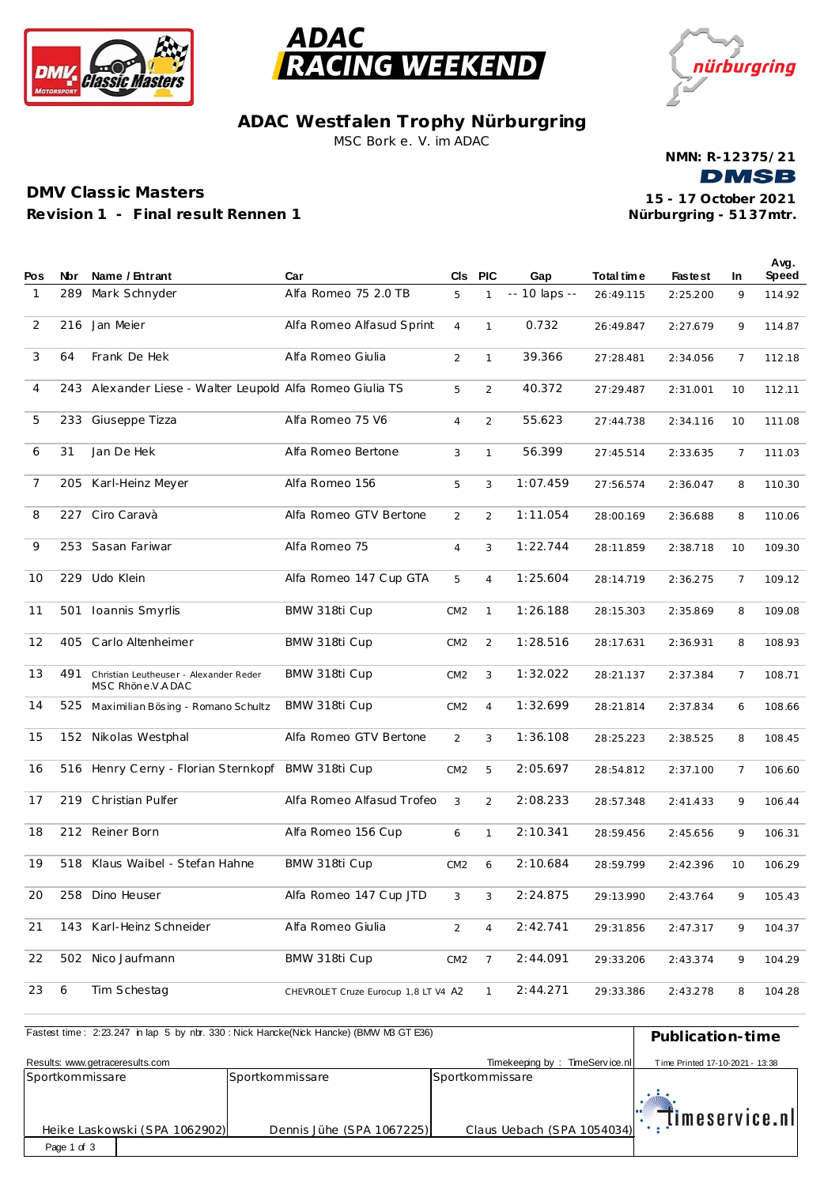# ADAC Westfalen Trophy Nürburgring

MSC Bork e. V. im ADAC

**NMN: R-12375/21**

**DMSB**

## DMV Classic Masters

**Revision 1 - Final result Rennen 1**

**15 - 17 October 2021**
**Nürburgring - 5137mtr.**

| Pos | Nbr | Name / Entrant | Car | Cls | PIC | Gap | Total time | Fastest | In | Avg. Speed |
|---|---|---|---|---|---|---|---|---|---|---|
| 1 | 289 | Mark Schnyder | Alfa Romeo 75 2.0 TB | 5 | 1 | -- 10 laps -- | 26:49.115 | 2:25.200 | 9 | 114.92 |
| 2 | 216 | Jan Meier | Alfa Romeo Alfasud Sprint | 4 | 1 | 0.732 | 26:49.847 | 2:27.679 | 9 | 114.87 |
| 3 | 64 | Frank De Hek | Alfa Romeo Giulia | 2 | 1 | 39.366 | 27:28.481 | 2:34.056 | 7 | 112.18 |
| 4 | 243 | Alexander Liese - Walter Leupold | Alfa Romeo Giulia TS | 5 | 2 | 40.372 | 27:29.487 | 2:31.001 | 10 | 112.11 |
| 5 | 233 | Giuseppe Tizza | Alfa Romeo 75 V6 | 4 | 2 | 55.623 | 27:44.738 | 2:34.116 | 10 | 111.08 |
| 6 | 31 | Jan De Hek | Alfa Romeo Bertone | 3 | 1 | 56.399 | 27:45.514 | 2:33.635 | 7 | 111.03 |
| 7 | 205 | Karl-Heinz Meyer | Alfa Romeo 156 | 5 | 3 | 1:07.459 | 27:56.574 | 2:36.047 | 8 | 110.30 |
| 8 | 227 | Ciro Caravà | Alfa Romeo GTV Bertone | 2 | 2 | 1:11.054 | 28:00.169 | 2:36.688 | 8 | 110.06 |
| 9 | 253 | Sasan Fariwar | Alfa Romeo 75 | 4 | 3 | 1:22.744 | 28:11.859 | 2:38.718 | 10 | 109.30 |
| 10 | 229 | Udo Klein | Alfa Romeo 147 Cup GTA | 5 | 4 | 1:25.604 | 28:14.719 | 2:36.275 | 7 | 109.12 |
| 11 | 501 | Ioannis Smyrlis | BMW 318ti Cup | CM2 | 1 | 1:26.188 | 28:15.303 | 2:35.869 | 8 | 109.08 |
| 12 | 405 | Carlo Altenheimer | BMW 318ti Cup | CM2 | 2 | 1:28.516 | 28:17.631 | 2:36.931 | 8 | 108.93 |
| 13 | 491 | Christian Leutheuser - Alexander Reder MSC Rhöne.V.ADAC | BMW 318ti Cup | CM2 | 3 | 1:32.022 | 28:21.137 | 2:37.384 | 7 | 108.71 |
| 14 | 525 | Maximilian Bösing - Romano Schultz | BMW 318ti Cup | CM2 | 4 | 1:32.699 | 28:21.814 | 2:37.834 | 6 | 108.66 |
| 15 | 152 | Nikolas Westphal | Alfa Romeo GTV Bertone | 2 | 3 | 1:36.108 | 28:25.223 | 2:38.525 | 8 | 108.45 |
| 16 | 516 | Henry Cerny - Florian Sternkopf | BMW 318ti Cup | CM2 | 5 | 2:05.697 | 28:54.812 | 2:37.100 | 7 | 106.60 |
| 17 | 219 | Christian Pulfer | Alfa Romeo Alfasud Trofeo | 3 | 2 | 2:08.233 | 28:57.348 | 2:41.433 | 9 | 106.44 |
| 18 | 212 | Reiner Born | Alfa Romeo 156 Cup | 6 | 1 | 2:10.341 | 28:59.456 | 2:45.656 | 9 | 106.31 |
| 19 | 518 | Klaus Waibel - Stefan Hahne | BMW 318ti Cup | CM2 | 6 | 2:10.684 | 28:59.799 | 2:42.396 | 10 | 106.29 |
| 20 | 258 | Dino Heuser | Alfa Romeo 147 Cup JTD | 3 | 3 | 2:24.875 | 29:13.990 | 2:43.764 | 9 | 105.43 |
| 21 | 143 | Karl-Heinz Schneider | Alfa Romeo Giulia | 2 | 4 | 2:42.741 | 29:31.856 | 2:47.317 | 9 | 104.37 |
| 22 | 502 | Nico Jaufmann | BMW 318ti Cup | CM2 | 7 | 2:44.091 | 29:33.206 | 2:43.374 | 9 | 104.29 |
| 23 | 6 | Tim Schestag | CHEVROLET Cruze Eurocup 1,8 LT V4 | A2 | 1 | 2:44.271 | 29:33.386 | 2:43.278 | 8 | 104.28 |

Fastest time : 2:23.247 in lap 5 by nbr. 330 : Nick Hancke(Nick Hancke) (BMW M3 GT E36)

**Publication-time**

Results: www.getraceresults.com

Timekeeping by : TimeService.nl

Time Printed 17-10-2021 - 13:38

| Sportkommissare | Sportkommissare | Sportkommissare |
|---|---|---|
| Heike Laskowski (SPA 1062902) | Dennis Jühe (SPA 1067225) | Claus Uebach (SPA 1054034) |

timeservice.nl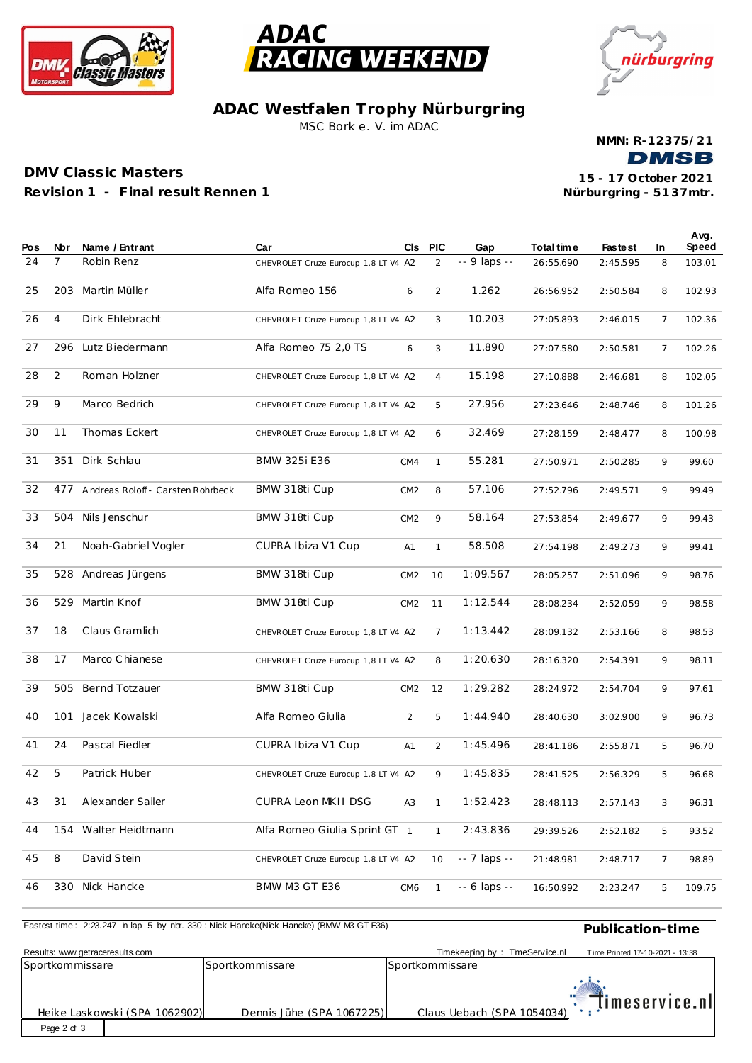## ADAC Westfalen Trophy Nürburgring

MSC Bork e. V. im ADAC

**NMN: R-12375/21**

**DMSB**

**DMV Classic Masters**

**Revision 1 - Final result Rennen 1**

**15 - 17 October 2021**

**Nürburgring - 5137mtr.**

| Pos | Nbr | Name / Entrant | Car | Cls | PIC | Gap | Total time | Fastest | In | Avg. Speed |
|---|---|---|---|---|---|---|---|---|---|---|
| 24 | 7 | Robin Renz | CHEVROLET Cruze Eurocup 1,8 LT V4 | A2 | 2 | -- 9 laps -- | 26:55.690 | 2:45.595 | 8 | 103.01 |
| 25 | 203 | Martin Müller | Alfa Romeo 156 | 6 | 2 | 1.262 | 26:56.952 | 2:50.584 | 8 | 102.93 |
| 26 | 4 | Dirk Ehlebracht | CHEVROLET Cruze Eurocup 1,8 LT V4 | A2 | 3 | 10.203 | 27:05.893 | 2:46.015 | 7 | 102.36 |
| 27 | 296 | Lutz Biedermann | Alfa Romeo 75 2,0 TS | 6 | 3 | 11.890 | 27:07.580 | 2:50.581 | 7 | 102.26 |
| 28 | 2 | Roman Holzner | CHEVROLET Cruze Eurocup 1,8 LT V4 | A2 | 4 | 15.198 | 27:10.888 | 2:46.681 | 8 | 102.05 |
| 29 | 9 | Marco Bedrich | CHEVROLET Cruze Eurocup 1,8 LT V4 | A2 | 5 | 27.956 | 27:23.646 | 2:48.746 | 8 | 101.26 |
| 30 | 11 | Thomas Eckert | CHEVROLET Cruze Eurocup 1,8 LT V4 | A2 | 6 | 32.469 | 27:28.159 | 2:48.477 | 8 | 100.98 |
| 31 | 351 | Dirk Schlau | BMW 325i E36 | CM4 | 1 | 55.281 | 27:50.971 | 2:50.285 | 9 | 99.60 |
| 32 | 477 | Andreas Roloff - Carsten Rohrbeck | BMW 318ti Cup | CM2 | 8 | 57.106 | 27:52.796 | 2:49.571 | 9 | 99.49 |
| 33 | 504 | Nils Jenschur | BMW 318ti Cup | CM2 | 9 | 58.164 | 27:53.854 | 2:49.677 | 9 | 99.43 |
| 34 | 21 | Noah-Gabriel Vogler | CUPRA Ibiza V1 Cup | A1 | 1 | 58.508 | 27:54.198 | 2:49.273 | 9 | 99.41 |
| 35 | 528 | Andreas Jürgens | BMW 318ti Cup | CM2 | 10 | 1:09.567 | 28:05.257 | 2:51.096 | 9 | 98.76 |
| 36 | 529 | Martin Knof | BMW 318ti Cup | CM2 | 11 | 1:12.544 | 28:08.234 | 2:52.059 | 9 | 98.58 |
| 37 | 18 | Claus Gramlich | CHEVROLET Cruze Eurocup 1,8 LT V4 | A2 | 7 | 1:13.442 | 28:09.132 | 2:53.166 | 8 | 98.53 |
| 38 | 17 | Marco Chianese | CHEVROLET Cruze Eurocup 1,8 LT V4 | A2 | 8 | 1:20.630 | 28:16.320 | 2:54.391 | 9 | 98.11 |
| 39 | 505 | Bernd Totzauer | BMW 318ti Cup | CM2 | 12 | 1:29.282 | 28:24.972 | 2:54.704 | 9 | 97.61 |
| 40 | 101 | Jacek Kowalski | Alfa Romeo Giulia | 2 | 5 | 1:44.940 | 28:40.630 | 3:02.900 | 9 | 96.73 |
| 41 | 24 | Pascal Fiedler | CUPRA Ibiza V1 Cup | A1 | 2 | 1:45.496 | 28:41.186 | 2:55.871 | 5 | 96.70 |
| 42 | 5 | Patrick Huber | CHEVROLET Cruze Eurocup 1,8 LT V4 | A2 | 9 | 1:45.835 | 28:41.525 | 2:56.329 | 5 | 96.68 |
| 43 | 31 | Alexander Sailer | CUPRA Leon MKII DSG | A3 | 1 | 1:52.423 | 28:48.113 | 2:57.143 | 3 | 96.31 |
| 44 | 154 | Walter Heidtmann | Alfa Romeo Giulia Sprint GT | 1 | 1 | 2:43.836 | 29:39.526 | 2:52.182 | 5 | 93.52 |
| 45 | 8 | David Stein | CHEVROLET Cruze Eurocup 1,8 LT V4 | A2 | 10 | -- 7 laps -- | 21:48.981 | 2:48.717 | 7 | 98.89 |
| 46 | 330 | Nick Hancke | BMW M3 GT E36 | CM6 | 1 | -- 6 laps -- | 16:50.992 | 2:23.247 | 5 | 109.75 |

Fastest time : 2:23.247 in lap 5 by nbr. 330 : Nick Hancke(Nick Hancke) (BMW M3 GT E36)

**Publication-time**

Results: www.getraceresults.com

Timekeeping by : TimeService.nl

Time Printed 17-10-2021 - 13:38

| Sportkommissare | Sportkommissare | Sportkommissare |
|---|---|---|
| Heike Laskowski (SPA 1062902) | Dennis Jühe (SPA 1067225) | Claus Uebach (SPA 1054034) |

timeservice.nl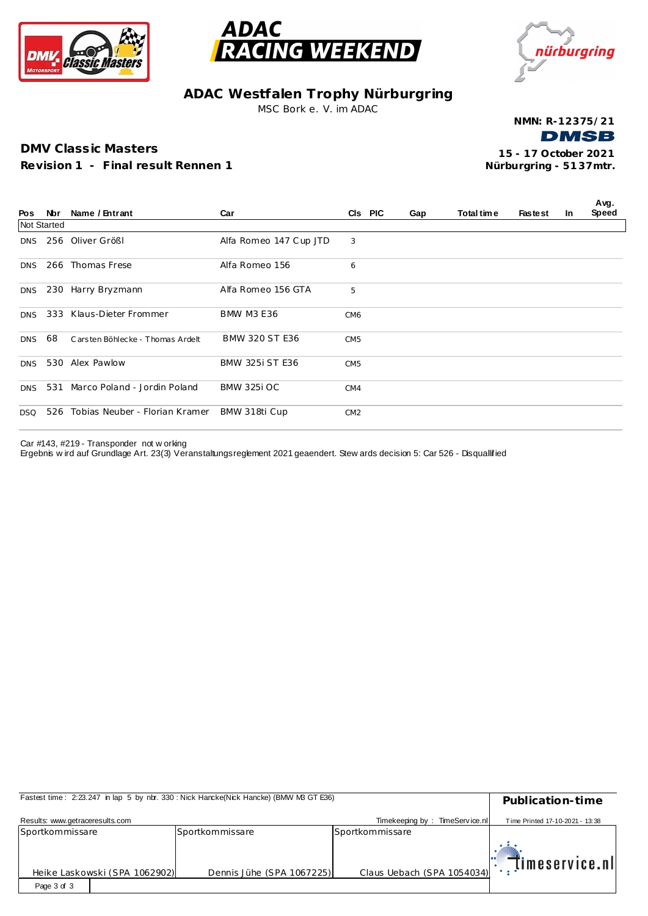# ADAC Westfalen Trophy Nürburgring

MSC Bork e. V. im ADAC

**NMN: R-12375/21**

**DMSB**

## DMV Classic Masters

**Revision 1 - Final result Rennen 1**

**15 - 17 October 2021**
**Nürburgring - 5137mtr.**

| Pos | Nbr | Name / Entrant | Car | Cls | PIC | Gap | Total time | Fastest | In | Avg. Speed |
|---|---|---|---|---|---|---|---|---|---|---|
| Not Started | | | | | | | | | | |
| DNS | 256 | Oliver Größl | Alfa Romeo 147 Cup JTD | 3 | | | | | | |
| DNS | 266 | Thomas Frese | Alfa Romeo 156 | 6 | | | | | | |
| DNS | 230 | Harry Bryzmann | Alfa Romeo 156 GTA | 5 | | | | | | |
| DNS | 333 | Klaus-Dieter Frommer | BMW M3 E36 | CM6 | | | | | | |
| DNS | 68 | Carsten Böhlecke - Thomas Ardelt | BMW 320 ST E36 | CM5 | | | | | | |
| DNS | 530 | Alex Pawlow | BMW 325i ST E36 | CM5 | | | | | | |
| DNS | 531 | Marco Poland - Jordin Poland | BMW 325i OC | CM4 | | | | | | |
| DSQ | 526 | Tobias Neuber - Florian Kramer | BMW 318ti Cup | CM2 | | | | | | |

Car #143, #219 - Transponder not working

Ergebnis wird auf Grundlage Art. 23(3) Veranstaltungsreglement 2021 geaendert. Stewards decision 5: Car 526 - Disqualified

Fastest time : 2:23.247 in lap 5 by nbr. 330 : Nick Hancke(Nick Hancke) (BMW M3 GT E36)

**Publication-time**

Results: www.getraceresults.com

Timekeeping by : TimeService.nl

Time Printed 17-10-2021 - 13:38

| Sportkommissare | Sportkommissare | Sportkommissare |
|---|---|---|
| Heike Laskowski (SPA 1062902) | Dennis Jühe (SPA 1067225) | Claus Uebach (SPA 1054034) |

timeservice.nl